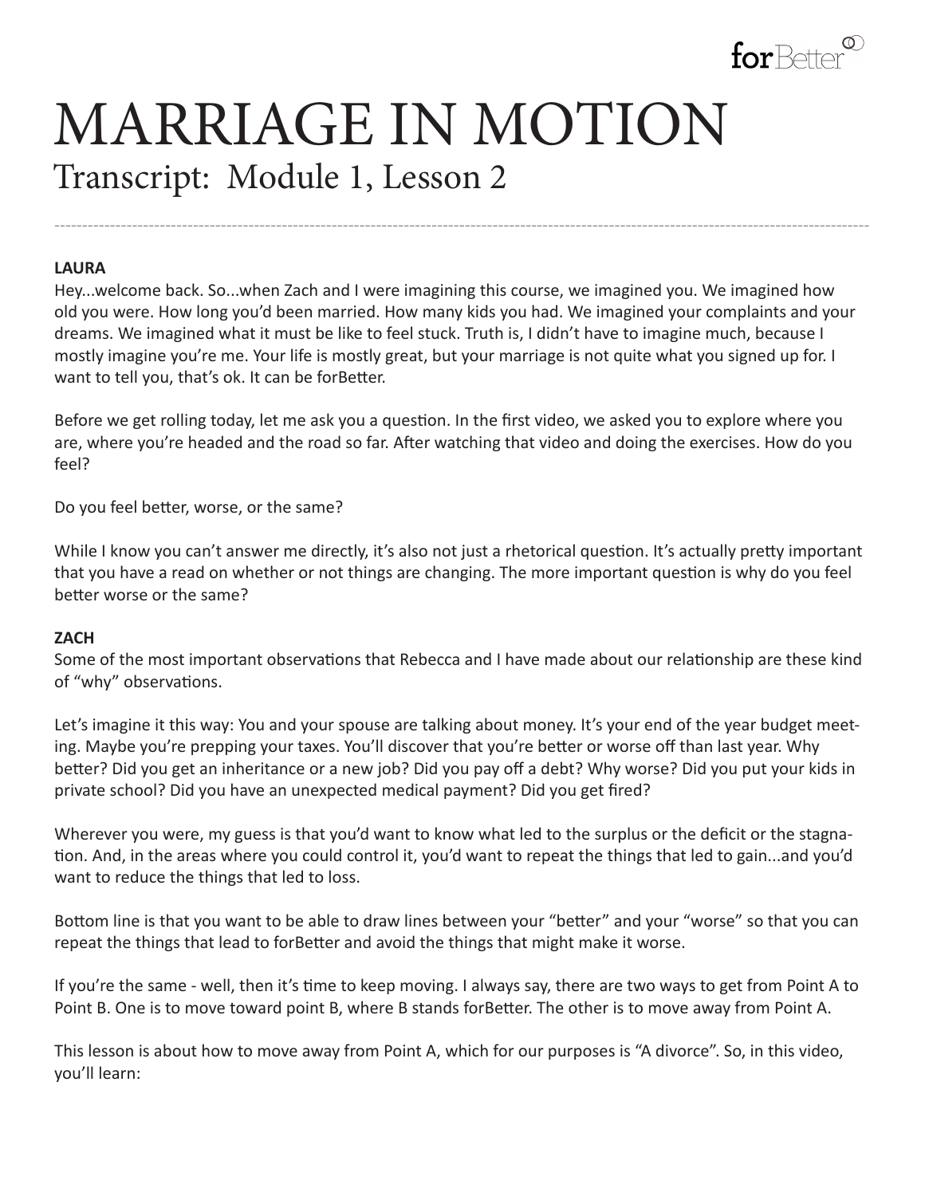# MARRIAGE IN MOTION

## Transcript: Module 1, Lesson 2

**LAURA**

Hey...welcome back. So...when Zach and I were imagining this course, we imagined you. We imagined how old you were. How long you'd been married. How many kids you had. We imagined your complaints and your dreams. We imagined what it must be like to feel stuck. Truth is, I didn't have to imagine much, because I mostly imagine you're me. Your life is mostly great, but your marriage is not quite what you signed up for. I want to tell you, that's ok. It can be forBetter.

Before we get rolling today, let me ask you a question. In the first video, we asked you to explore where you are, where you're headed and the road so far. After watching that video and doing the exercises. How do you feel?

Do you feel better, worse, or the same?

While I know you can't answer me directly, it's also not just a rhetorical question. It's actually pretty important that you have a read on whether or not things are changing. The more important question is why do you feel better worse or the same?

**ZACH**

Some of the most important observations that Rebecca and I have made about our relationship are these kind of "why" observations.

Let's imagine it this way: You and your spouse are talking about money. It's your end of the year budget meeting. Maybe you're prepping your taxes. You'll discover that you're better or worse off than last year. Why better? Did you get an inheritance or a new job? Did you pay off a debt? Why worse? Did you put your kids in private school? Did you have an unexpected medical payment? Did you get fired?

Wherever you were, my guess is that you'd want to know what led to the surplus or the deficit or the stagnation. And, in the areas where you could control it, you'd want to repeat the things that led to gain...and you'd want to reduce the things that led to loss.

Bottom line is that you want to be able to draw lines between your "better" and your "worse" so that you can repeat the things that lead to forBetter and avoid the things that might make it worse.

If you're the same - well, then it's time to keep moving. I always say, there are two ways to get from Point A to Point B. One is to move toward point B, where B stands forBetter. The other is to move away from Point A.

This lesson is about how to move away from Point A, which for our purposes is "A divorce". So, in this video, you'll learn: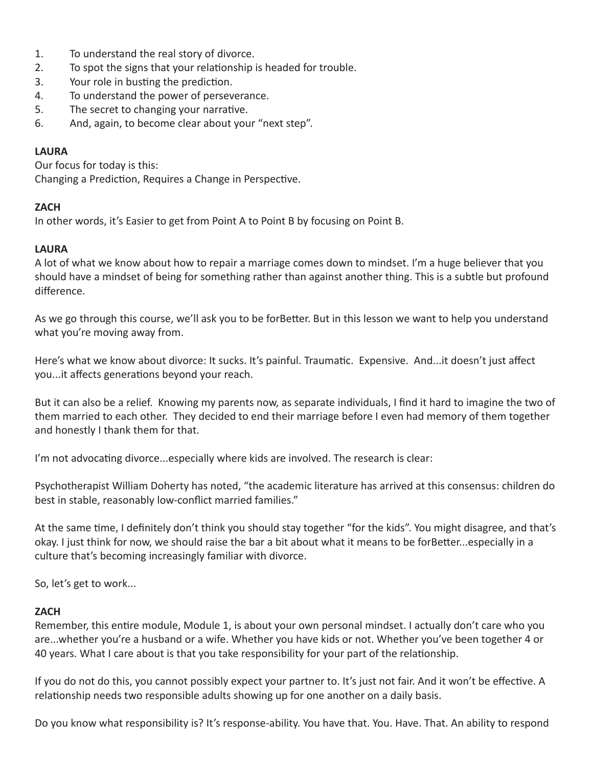1. To understand the real story of divorce.
2. To spot the signs that your relationship is headed for trouble.
3. Your role in busting the prediction.
4. To understand the power of perseverance.
5. The secret to changing your narrative.
6. And, again, to become clear about your "next step".

**LAURA**

Our focus for today is this:
Changing a Prediction, Requires a Change in Perspective.

**ZACH**

In other words, it's Easier to get from Point A to Point B by focusing on Point B.

**LAURA**

A lot of what we know about how to repair a marriage comes down to mindset. I'm a huge believer that you should have a mindset of being for something rather than against another thing. This is a subtle but profound difference.

As we go through this course, we'll ask you to be forBetter. But in this lesson we want to help you understand what you're moving away from.

Here's what we know about divorce: It sucks. It's painful. Traumatic. Expensive. And...it doesn't just affect you...it affects generations beyond your reach.

But it can also be a relief. Knowing my parents now, as separate individuals, I find it hard to imagine the two of them married to each other. They decided to end their marriage before I even had memory of them together and honestly I thank them for that.

I'm not advocating divorce...especially where kids are involved. The research is clear:

Psychotherapist William Doherty has noted, "the academic literature has arrived at this consensus: children do best in stable, reasonably low-conflict married families."

At the same time, I definitely don't think you should stay together "for the kids". You might disagree, and that's okay. I just think for now, we should raise the bar a bit about what it means to be forBetter...especially in a culture that's becoming increasingly familiar with divorce.

So, let's get to work...

**ZACH**

Remember, this entire module, Module 1, is about your own personal mindset. I actually don't care who you are...whether you're a husband or a wife. Whether you have kids or not. Whether you've been together 4 or 40 years. What I care about is that you take responsibility for your part of the relationship.

If you do not do this, you cannot possibly expect your partner to. It's just not fair. And it won't be effective. A relationship needs two responsible adults showing up for one another on a daily basis.

Do you know what responsibility is? It's response-ability. You have that. You. Have. That. An ability to respond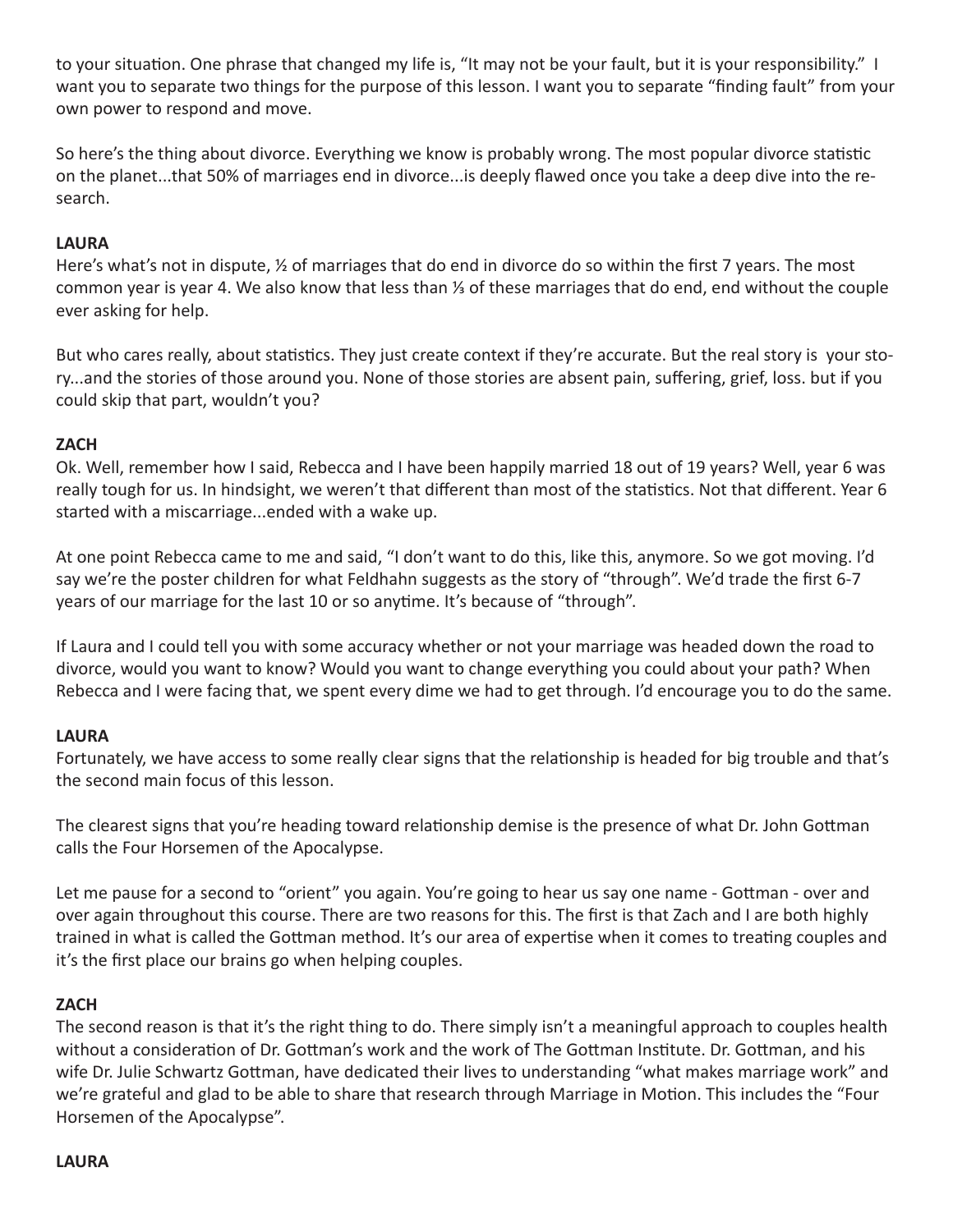to your situation. One phrase that changed my life is, "It may not be your fault, but it is your responsibility." I want you to separate two things for the purpose of this lesson. I want you to separate "finding fault" from your own power to respond and move.

So here's the thing about divorce. Everything we know is probably wrong. The most popular divorce statistic on the planet...that 50% of marriages end in divorce...is deeply flawed once you take a deep dive into the research.

**LAURA**

Here's what's not in dispute, ½ of marriages that do end in divorce do so within the first 7 years. The most common year is year 4. We also know that less than ⅓ of these marriages that do end, end without the couple ever asking for help.

But who cares really, about statistics. They just create context if they're accurate. But the real story is your story...and the stories of those around you. None of those stories are absent pain, suffering, grief, loss. but if you could skip that part, wouldn't you?

**ZACH**

Ok. Well, remember how I said, Rebecca and I have been happily married 18 out of 19 years? Well, year 6 was really tough for us. In hindsight, we weren't that different than most of the statistics. Not that different. Year 6 started with a miscarriage...ended with a wake up.

At one point Rebecca came to me and said, "I don't want to do this, like this, anymore. So we got moving. I'd say we're the poster children for what Feldhahn suggests as the story of "through". We'd trade the first 6-7 years of our marriage for the last 10 or so anytime. It's because of "through".

If Laura and I could tell you with some accuracy whether or not your marriage was headed down the road to divorce, would you want to know? Would you want to change everything you could about your path? When Rebecca and I were facing that, we spent every dime we had to get through. I'd encourage you to do the same.

**LAURA**

Fortunately, we have access to some really clear signs that the relationship is headed for big trouble and that's the second main focus of this lesson.

The clearest signs that you're heading toward relationship demise is the presence of what Dr. John Gottman calls the Four Horsemen of the Apocalypse.

Let me pause for a second to "orient" you again. You're going to hear us say one name - Gottman - over and over again throughout this course. There are two reasons for this. The first is that Zach and I are both highly trained in what is called the Gottman method. It's our area of expertise when it comes to treating couples and it's the first place our brains go when helping couples.

**ZACH**

The second reason is that it's the right thing to do. There simply isn't a meaningful approach to couples health without a consideration of Dr. Gottman's work and the work of The Gottman Institute. Dr. Gottman, and his wife Dr. Julie Schwartz Gottman, have dedicated their lives to understanding "what makes marriage work" and we're grateful and glad to be able to share that research through Marriage in Motion. This includes the "Four Horsemen of the Apocalypse".

**LAURA**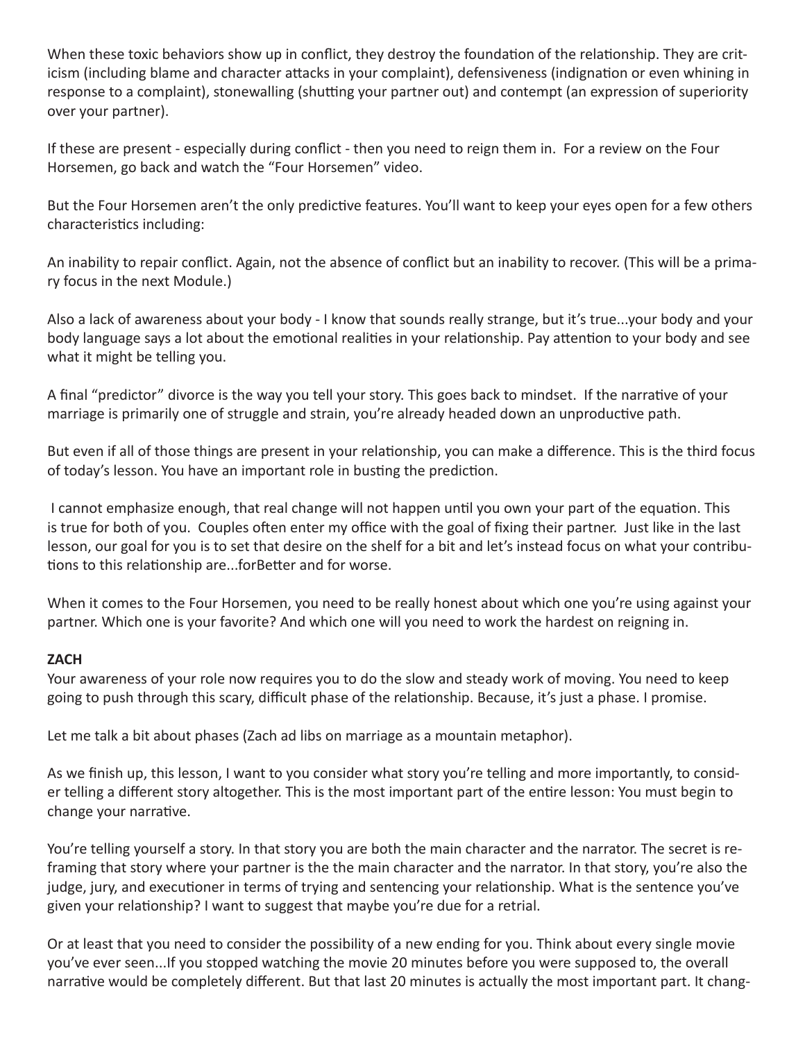When these toxic behaviors show up in conflict, they destroy the foundation of the relationship. They are criticism (including blame and character attacks in your complaint), defensiveness (indignation or even whining in response to a complaint), stonewalling (shutting your partner out) and contempt (an expression of superiority over your partner).

If these are present - especially during conflict - then you need to reign them in. For a review on the Four Horsemen, go back and watch the "Four Horsemen" video.

But the Four Horsemen aren't the only predictive features. You'll want to keep your eyes open for a few others characteristics including:

An inability to repair conflict. Again, not the absence of conflict but an inability to recover. (This will be a primary focus in the next Module.)

Also a lack of awareness about your body - I know that sounds really strange, but it's true...your body and your body language says a lot about the emotional realities in your relationship. Pay attention to your body and see what it might be telling you.

A final "predictor" divorce is the way you tell your story. This goes back to mindset. If the narrative of your marriage is primarily one of struggle and strain, you're already headed down an unproductive path.

But even if all of those things are present in your relationship, you can make a difference. This is the third focus of today's lesson. You have an important role in busting the prediction.

I cannot emphasize enough, that real change will not happen until you own your part of the equation. This is true for both of you. Couples often enter my office with the goal of fixing their partner. Just like in the last lesson, our goal for you is to set that desire on the shelf for a bit and let's instead focus on what your contributions to this relationship are...forBetter and for worse.

When it comes to the Four Horsemen, you need to be really honest about which one you're using against your partner. Which one is your favorite? And which one will you need to work the hardest on reigning in.

**ZACH**

Your awareness of your role now requires you to do the slow and steady work of moving. You need to keep going to push through this scary, difficult phase of the relationship. Because, it's just a phase. I promise.

Let me talk a bit about phases (Zach ad libs on marriage as a mountain metaphor).

As we finish up, this lesson, I want to you consider what story you're telling and more importantly, to consider telling a different story altogether. This is the most important part of the entire lesson: You must begin to change your narrative.

You're telling yourself a story. In that story you are both the main character and the narrator. The secret is reframing that story where your partner is the the main character and the narrator. In that story, you're also the judge, jury, and executioner in terms of trying and sentencing your relationship. What is the sentence you've given your relationship? I want to suggest that maybe you're due for a retrial.

Or at least that you need to consider the possibility of a new ending for you. Think about every single movie you've ever seen...If you stopped watching the movie 20 minutes before you were supposed to, the overall narrative would be completely different. But that last 20 minutes is actually the most important part. It chang-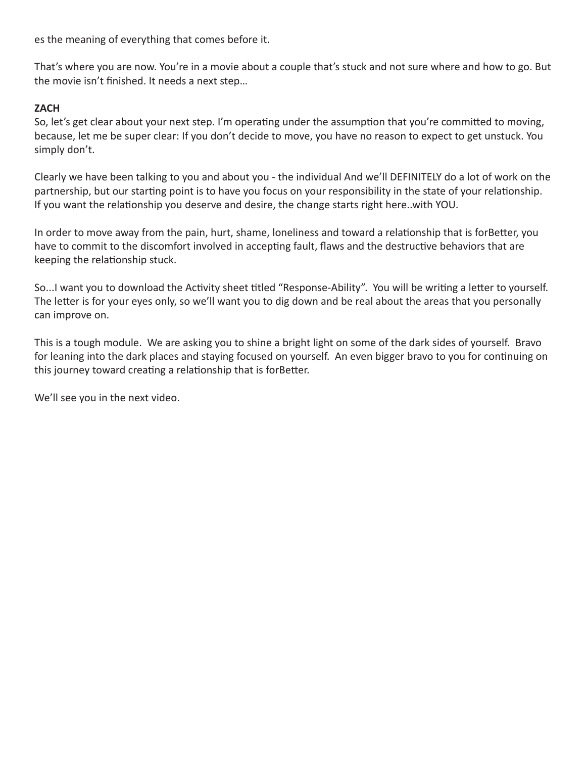es the meaning of everything that comes before it.

That's where you are now. You're in a movie about a couple that's stuck and not sure where and how to go. But the movie isn't finished. It needs a next step…

**ZACH**

So, let's get clear about your next step. I'm operating under the assumption that you're committed to moving, because, let me be super clear: If you don't decide to move, you have no reason to expect to get unstuck. You simply don't.

Clearly we have been talking to you and about you - the individual And we'll DEFINITELY do a lot of work on the partnership, but our starting point is to have you focus on your responsibility in the state of your relationship. If you want the relationship you deserve and desire, the change starts right here..with YOU.

In order to move away from the pain, hurt, shame, loneliness and toward a relationship that is forBetter, you have to commit to the discomfort involved in accepting fault, flaws and the destructive behaviors that are keeping the relationship stuck.

So...I want you to download the Activity sheet titled "Response-Ability". You will be writing a letter to yourself. The letter is for your eyes only, so we'll want you to dig down and be real about the areas that you personally can improve on.

This is a tough module. We are asking you to shine a bright light on some of the dark sides of yourself. Bravo for leaning into the dark places and staying focused on yourself. An even bigger bravo to you for continuing on this journey toward creating a relationship that is forBetter.

We'll see you in the next video.